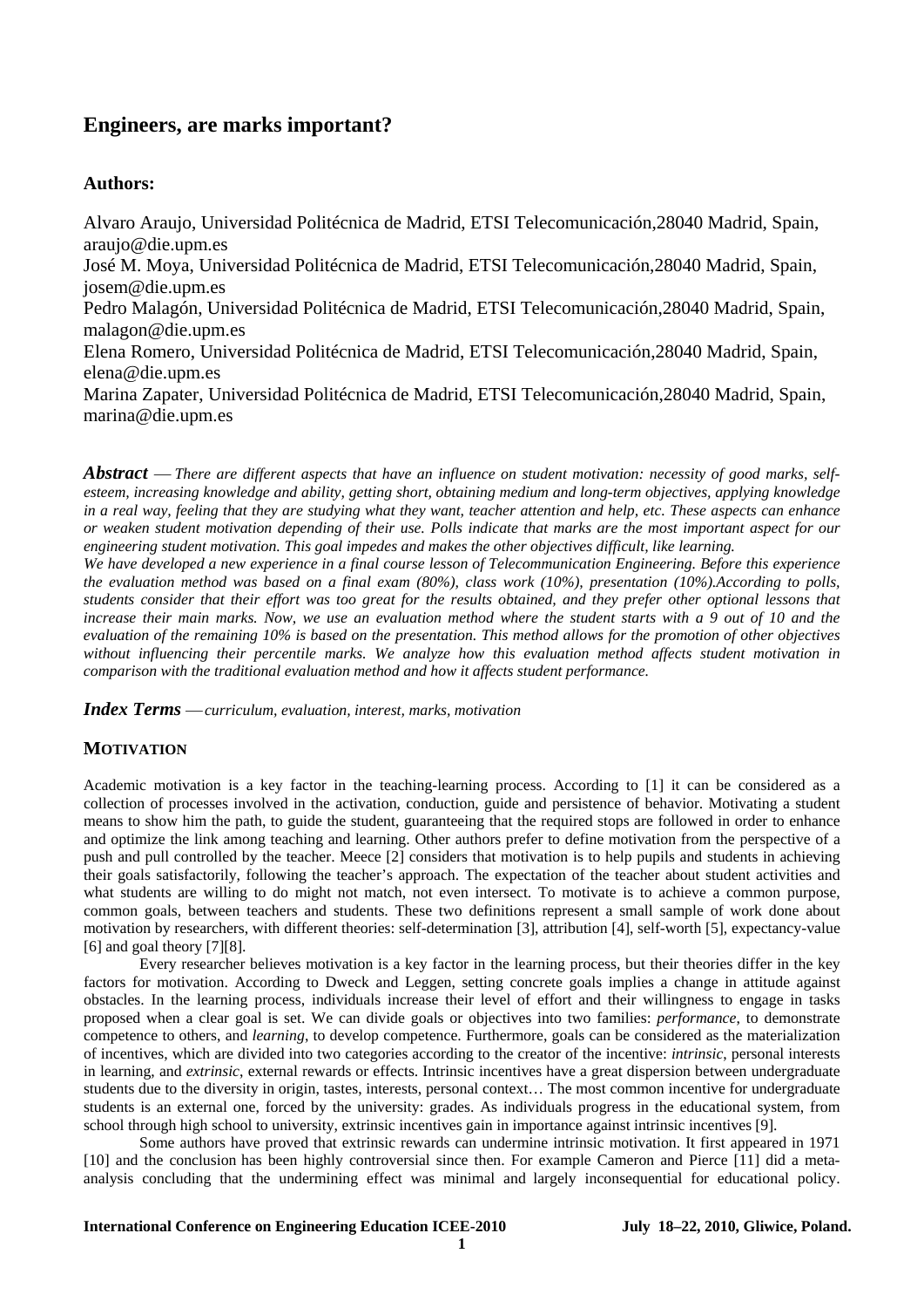# Engineers, are marks important?

## Authors:

Alvaro Araujo, Universidad Politécnica de Madrid, ETSI Telecomunicación,28040 Madrid, Spain, araujo@die.upm.es
José M. Moya, Universidad Politécnica de Madrid, ETSI Telecomunicación,28040 Madrid, Spain, josem@die.upm.es
Pedro Malagón, Universidad Politécnica de Madrid, ETSI Telecomunicación,28040 Madrid, Spain, malagon@die.upm.es
Elena Romero, Universidad Politécnica de Madrid, ETSI Telecomunicación,28040 Madrid, Spain, elena@die.upm.es
Marina Zapater, Universidad Politécnica de Madrid, ETSI Telecomunicación,28040 Madrid, Spain, marina@die.upm.es

***Abstract*** — *There are different aspects that have an influence on student motivation: necessity of good marks, self-esteem, increasing knowledge and ability, getting short, obtaining medium and long-term objectives, applying knowledge in a real way, feeling that they are studying what they want, teacher attention and help, etc. These aspects can enhance or weaken student motivation depending of their use. Polls indicate that marks are the most important aspect for our engineering student motivation. This goal impedes and makes the other objectives difficult, like learning.*
*We have developed a new experience in a final course lesson of Telecommunication Engineering. Before this experience the evaluation method was based on a final exam (80%), class work (10%), presentation (10%).According to polls, students consider that their effort was too great for the results obtained, and they prefer other optional lessons that increase their main marks. Now, we use an evaluation method where the student starts with a 9 out of 10 and the evaluation of the remaining 10% is based on the presentation. This method allows for the promotion of other objectives without influencing their percentile marks. We analyze how this evaluation method affects student motivation in comparison with the traditional evaluation method and how it affects student performance.*

***Index Terms*** — *curriculum, evaluation, interest, marks, motivation*

## MOTIVATION

Academic motivation is a key factor in the teaching-learning process. According to [1] it can be considered as a collection of processes involved in the activation, conduction, guide and persistence of behavior. Motivating a student means to show him the path, to guide the student, guaranteeing that the required stops are followed in order to enhance and optimize the link among teaching and learning. Other authors prefer to define motivation from the perspective of a push and pull controlled by the teacher. Meece [2] considers that motivation is to help pupils and students in achieving their goals satisfactorily, following the teacher's approach. The expectation of the teacher about student activities and what students are willing to do might not match, not even intersect. To motivate is to achieve a common purpose, common goals, between teachers and students. These two definitions represent a small sample of work done about motivation by researchers, with different theories: self-determination [3], attribution [4], self-worth [5], expectancy-value [6] and goal theory [7][8].

Every researcher believes motivation is a key factor in the learning process, but their theories differ in the key factors for motivation. According to Dweck and Leggen, setting concrete goals implies a change in attitude against obstacles. In the learning process, individuals increase their level of effort and their willingness to engage in tasks proposed when a clear goal is set. We can divide goals or objectives into two families: *performance*, to demonstrate competence to others, and *learning*, to develop competence. Furthermore, goals can be considered as the materialization of incentives, which are divided into two categories according to the creator of the incentive: *intrinsic*, personal interests in learning, and *extrinsic*, external rewards or effects. Intrinsic incentives have a great dispersion between undergraduate students due to the diversity in origin, tastes, interests, personal context… The most common incentive for undergraduate students is an external one, forced by the university: grades. As individuals progress in the educational system, from school through high school to university, extrinsic incentives gain in importance against intrinsic incentives [9].

Some authors have proved that extrinsic rewards can undermine intrinsic motivation. It first appeared in 1971 [10] and the conclusion has been highly controversial since then. For example Cameron and Pierce [11] did a meta-analysis concluding that the undermining effect was minimal and largely inconsequential for educational policy.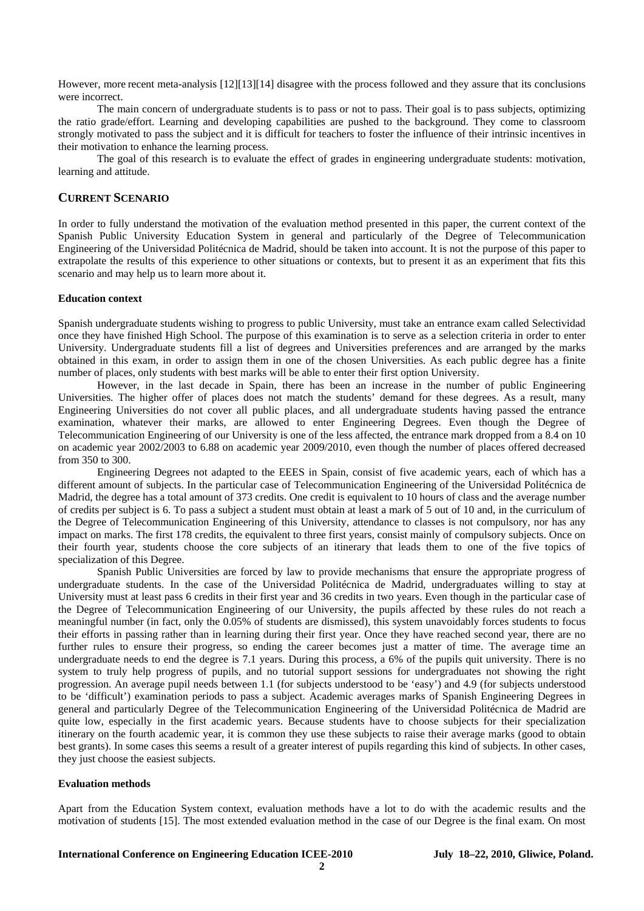However, more recent meta-analysis [12][13][14] disagree with the process followed and they assure that its conclusions were incorrect.

The main concern of undergraduate students is to pass or not to pass. Their goal is to pass subjects, optimizing the ratio grade/effort. Learning and developing capabilities are pushed to the background. They come to classroom strongly motivated to pass the subject and it is difficult for teachers to foster the influence of their intrinsic incentives in their motivation to enhance the learning process.

The goal of this research is to evaluate the effect of grades in engineering undergraduate students: motivation, learning and attitude.

## CURRENT SCENARIO

In order to fully understand the motivation of the evaluation method presented in this paper, the current context of the Spanish Public University Education System in general and particularly of the Degree of Telecommunication Engineering of the Universidad Politécnica de Madrid, should be taken into account. It is not the purpose of this paper to extrapolate the results of this experience to other situations or contexts, but to present it as an experiment that fits this scenario and may help us to learn more about it.

### Education context

Spanish undergraduate students wishing to progress to public University, must take an entrance exam called Selectividad once they have finished High School. The purpose of this examination is to serve as a selection criteria in order to enter University. Undergraduate students fill a list of degrees and Universities preferences and are arranged by the marks obtained in this exam, in order to assign them in one of the chosen Universities. As each public degree has a finite number of places, only students with best marks will be able to enter their first option University.

However, in the last decade in Spain, there has been an increase in the number of public Engineering Universities. The higher offer of places does not match the students' demand for these degrees. As a result, many Engineering Universities do not cover all public places, and all undergraduate students having passed the entrance examination, whatever their marks, are allowed to enter Engineering Degrees. Even though the Degree of Telecommunication Engineering of our University is one of the less affected, the entrance mark dropped from a 8.4 on 10 on academic year 2002/2003 to 6.88 on academic year 2009/2010, even though the number of places offered decreased from 350 to 300.

Engineering Degrees not adapted to the EEES in Spain, consist of five academic years, each of which has a different amount of subjects. In the particular case of Telecommunication Engineering of the Universidad Politécnica de Madrid, the degree has a total amount of 373 credits. One credit is equivalent to 10 hours of class and the average number of credits per subject is 6. To pass a subject a student must obtain at least a mark of 5 out of 10 and, in the curriculum of the Degree of Telecommunication Engineering of this University, attendance to classes is not compulsory, nor has any impact on marks. The first 178 credits, the equivalent to three first years, consist mainly of compulsory subjects. Once on their fourth year, students choose the core subjects of an itinerary that leads them to one of the five topics of specialization of this Degree.

Spanish Public Universities are forced by law to provide mechanisms that ensure the appropriate progress of undergraduate students. In the case of the Universidad Politécnica de Madrid, undergraduates willing to stay at University must at least pass 6 credits in their first year and 36 credits in two years. Even though in the particular case of the Degree of Telecommunication Engineering of our University, the pupils affected by these rules do not reach a meaningful number (in fact, only the 0.05% of students are dismissed), this system unavoidably forces students to focus their efforts in passing rather than in learning during their first year. Once they have reached second year, there are no further rules to ensure their progress, so ending the career becomes just a matter of time. The average time an undergraduate needs to end the degree is 7.1 years. During this process, a 6% of the pupils quit university. There is no system to truly help progress of pupils, and no tutorial support sessions for undergraduates not showing the right progression. An average pupil needs between 1.1 (for subjects understood to be 'easy') and 4.9 (for subjects understood to be 'difficult') examination periods to pass a subject. Academic averages marks of Spanish Engineering Degrees in general and particularly Degree of the Telecommunication Engineering of the Universidad Politécnica de Madrid are quite low, especially in the first academic years. Because students have to choose subjects for their specialization itinerary on the fourth academic year, it is common they use these subjects to raise their average marks (good to obtain best grants). In some cases this seems a result of a greater interest of pupils regarding this kind of subjects. In other cases, they just choose the easiest subjects.

### Evaluation methods

Apart from the Education System context, evaluation methods have a lot to do with the academic results and the motivation of students [15]. The most extended evaluation method in the case of our Degree is the final exam. On most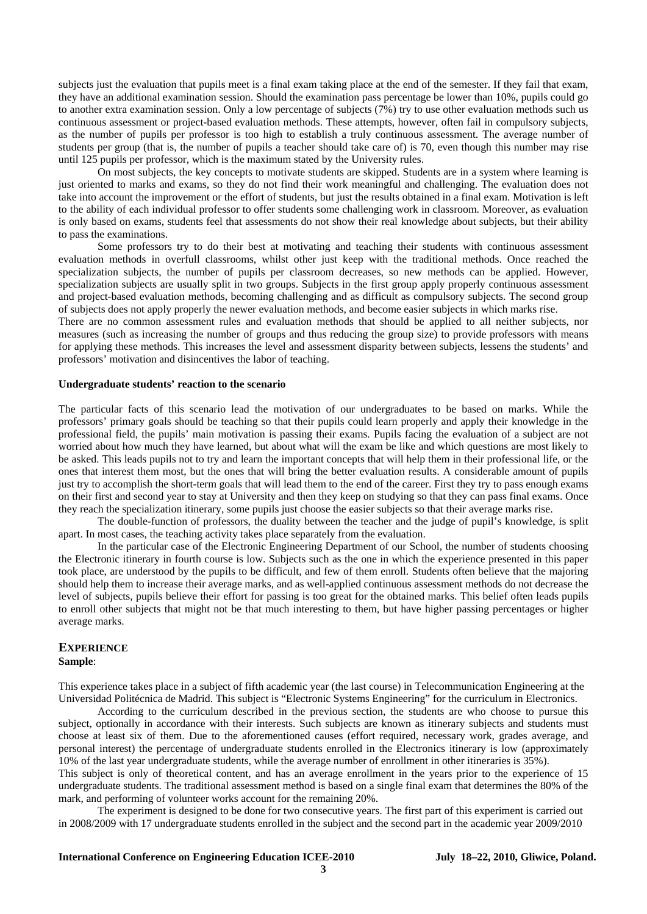subjects just the evaluation that pupils meet is a final exam taking place at the end of the semester. If they fail that exam, they have an additional examination session. Should the examination pass percentage be lower than 10%, pupils could go to another extra examination session. Only a low percentage of subjects (7%) try to use other evaluation methods such us continuous assessment or project-based evaluation methods. These attempts, however, often fail in compulsory subjects, as the number of pupils per professor is too high to establish a truly continuous assessment. The average number of students per group (that is, the number of pupils a teacher should take care of) is 70, even though this number may rise until 125 pupils per professor, which is the maximum stated by the University rules.

On most subjects, the key concepts to motivate students are skipped. Students are in a system where learning is just oriented to marks and exams, so they do not find their work meaningful and challenging. The evaluation does not take into account the improvement or the effort of students, but just the results obtained in a final exam. Motivation is left to the ability of each individual professor to offer students some challenging work in classroom. Moreover, as evaluation is only based on exams, students feel that assessments do not show their real knowledge about subjects, but their ability to pass the examinations.

Some professors try to do their best at motivating and teaching their students with continuous assessment evaluation methods in overfull classrooms, whilst other just keep with the traditional methods. Once reached the specialization subjects, the number of pupils per classroom decreases, so new methods can be applied. However, specialization subjects are usually split in two groups. Subjects in the first group apply properly continuous assessment and project-based evaluation methods, becoming challenging and as difficult as compulsory subjects. The second group of subjects does not apply properly the newer evaluation methods, and become easier subjects in which marks rise.

There are no common assessment rules and evaluation methods that should be applied to all neither subjects, nor measures (such as increasing the number of groups and thus reducing the group size) to provide professors with means for applying these methods. This increases the level and assessment disparity between subjects, lessens the students' and professors' motivation and disincentives the labor of teaching.

**Undergraduate students' reaction to the scenario**

The particular facts of this scenario lead the motivation of our undergraduates to be based on marks. While the professors' primary goals should be teaching so that their pupils could learn properly and apply their knowledge in the professional field, the pupils' main motivation is passing their exams. Pupils facing the evaluation of a subject are not worried about how much they have learned, but about what will the exam be like and which questions are most likely to be asked. This leads pupils not to try and learn the important concepts that will help them in their professional life, or the ones that interest them most, but the ones that will bring the better evaluation results. A considerable amount of pupils just try to accomplish the short-term goals that will lead them to the end of the career. First they try to pass enough exams on their first and second year to stay at University and then they keep on studying so that they can pass final exams. Once they reach the specialization itinerary, some pupils just choose the easier subjects so that their average marks rise.

The double-function of professors, the duality between the teacher and the judge of pupil's knowledge, is split apart. In most cases, the teaching activity takes place separately from the evaluation.

In the particular case of the Electronic Engineering Department of our School, the number of students choosing the Electronic itinerary in fourth course is low. Subjects such as the one in which the experience presented in this paper took place, are understood by the pupils to be difficult, and few of them enroll. Students often believe that the majoring should help them to increase their average marks, and as well-applied continuous assessment methods do not decrease the level of subjects, pupils believe their effort for passing is too great for the obtained marks. This belief often leads pupils to enroll other subjects that might not be that much interesting to them, but have higher passing percentages or higher average marks.

## EXPERIENCE

**Sample**:

This experience takes place in a subject of fifth academic year (the last course) in Telecommunication Engineering at the Universidad Politécnica de Madrid. This subject is "Electronic Systems Engineering" for the curriculum in Electronics.

According to the curriculum described in the previous section, the students are who choose to pursue this subject, optionally in accordance with their interests. Such subjects are known as itinerary subjects and students must choose at least six of them. Due to the aforementioned causes (effort required, necessary work, grades average, and personal interest) the percentage of undergraduate students enrolled in the Electronics itinerary is low (approximately 10% of the last year undergraduate students, while the average number of enrollment in other itineraries is 35%).

This subject is only of theoretical content, and has an average enrollment in the years prior to the experience of 15 undergraduate students. The traditional assessment method is based on a single final exam that determines the 80% of the mark, and performing of volunteer works account for the remaining 20%.

The experiment is designed to be done for two consecutive years. The first part of this experiment is carried out in 2008/2009 with 17 undergraduate students enrolled in the subject and the second part in the academic year 2009/2010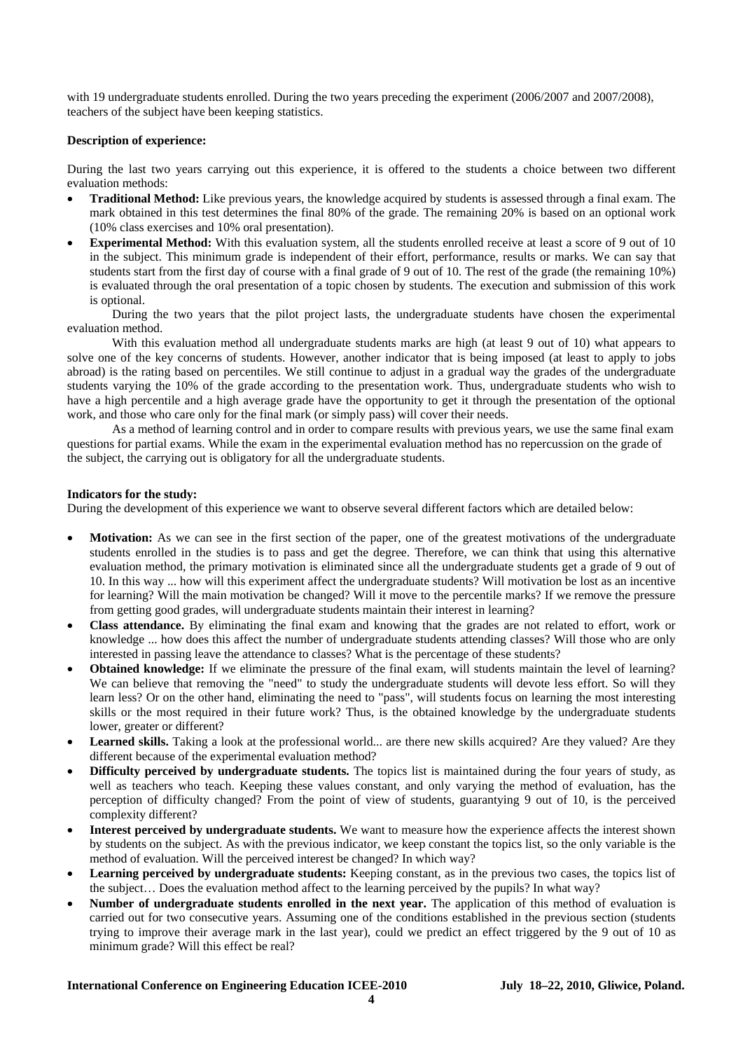with 19 undergraduate students enrolled. During the two years preceding the experiment (2006/2007 and 2007/2008), teachers of the subject have been keeping statistics.

**Description of experience:**

During the last two years carrying out this experience, it is offered to the students a choice between two different evaluation methods:

- **Traditional Method:** Like previous years, the knowledge acquired by students is assessed through a final exam. The mark obtained in this test determines the final 80% of the grade. The remaining 20% is based on an optional work (10% class exercises and 10% oral presentation).
- **Experimental Method:** With this evaluation system, all the students enrolled receive at least a score of 9 out of 10 in the subject. This minimum grade is independent of their effort, performance, results or marks. We can say that students start from the first day of course with a final grade of 9 out of 10. The rest of the grade (the remaining 10%) is evaluated through the oral presentation of a topic chosen by students. The execution and submission of this work is optional.

During the two years that the pilot project lasts, the undergraduate students have chosen the experimental evaluation method.

With this evaluation method all undergraduate students marks are high (at least 9 out of 10) what appears to solve one of the key concerns of students. However, another indicator that is being imposed (at least to apply to jobs abroad) is the rating based on percentiles. We still continue to adjust in a gradual way the grades of the undergraduate students varying the 10% of the grade according to the presentation work. Thus, undergraduate students who wish to have a high percentile and a high average grade have the opportunity to get it through the presentation of the optional work, and those who care only for the final mark (or simply pass) will cover their needs.

As a method of learning control and in order to compare results with previous years, we use the same final exam questions for partial exams. While the exam in the experimental evaluation method has no repercussion on the grade of the subject, the carrying out is obligatory for all the undergraduate students.

**Indicators for the study:**

During the development of this experience we want to observe several different factors which are detailed below:

- **Motivation:** As we can see in the first section of the paper, one of the greatest motivations of the undergraduate students enrolled in the studies is to pass and get the degree. Therefore, we can think that using this alternative evaluation method, the primary motivation is eliminated since all the undergraduate students get a grade of 9 out of 10. In this way ... how will this experiment affect the undergraduate students? Will motivation be lost as an incentive for learning? Will the main motivation be changed? Will it move to the percentile marks? If we remove the pressure from getting good grades, will undergraduate students maintain their interest in learning?
- **Class attendance.** By eliminating the final exam and knowing that the grades are not related to effort, work or knowledge ... how does this affect the number of undergraduate students attending classes? Will those who are only interested in passing leave the attendance to classes? What is the percentage of these students?
- **Obtained knowledge:** If we eliminate the pressure of the final exam, will students maintain the level of learning? We can believe that removing the "need" to study the undergraduate students will devote less effort. So will they learn less? Or on the other hand, eliminating the need to "pass", will students focus on learning the most interesting skills or the most required in their future work? Thus, is the obtained knowledge by the undergraduate students lower, greater or different?
- **Learned skills.** Taking a look at the professional world... are there new skills acquired? Are they valued? Are they different because of the experimental evaluation method?
- **Difficulty perceived by undergraduate students.** The topics list is maintained during the four years of study, as well as teachers who teach. Keeping these values constant, and only varying the method of evaluation, has the perception of difficulty changed? From the point of view of students, guarantying 9 out of 10, is the perceived complexity different?
- **Interest perceived by undergraduate students.** We want to measure how the experience affects the interest shown by students on the subject. As with the previous indicator, we keep constant the topics list, so the only variable is the method of evaluation. Will the perceived interest be changed? In which way?
- **Learning perceived by undergraduate students:** Keeping constant, as in the previous two cases, the topics list of the subject… Does the evaluation method affect to the learning perceived by the pupils? In what way?
- **Number of undergraduate students enrolled in the next year.** The application of this method of evaluation is carried out for two consecutive years. Assuming one of the conditions established in the previous section (students trying to improve their average mark in the last year), could we predict an effect triggered by the 9 out of 10 as minimum grade? Will this effect be real?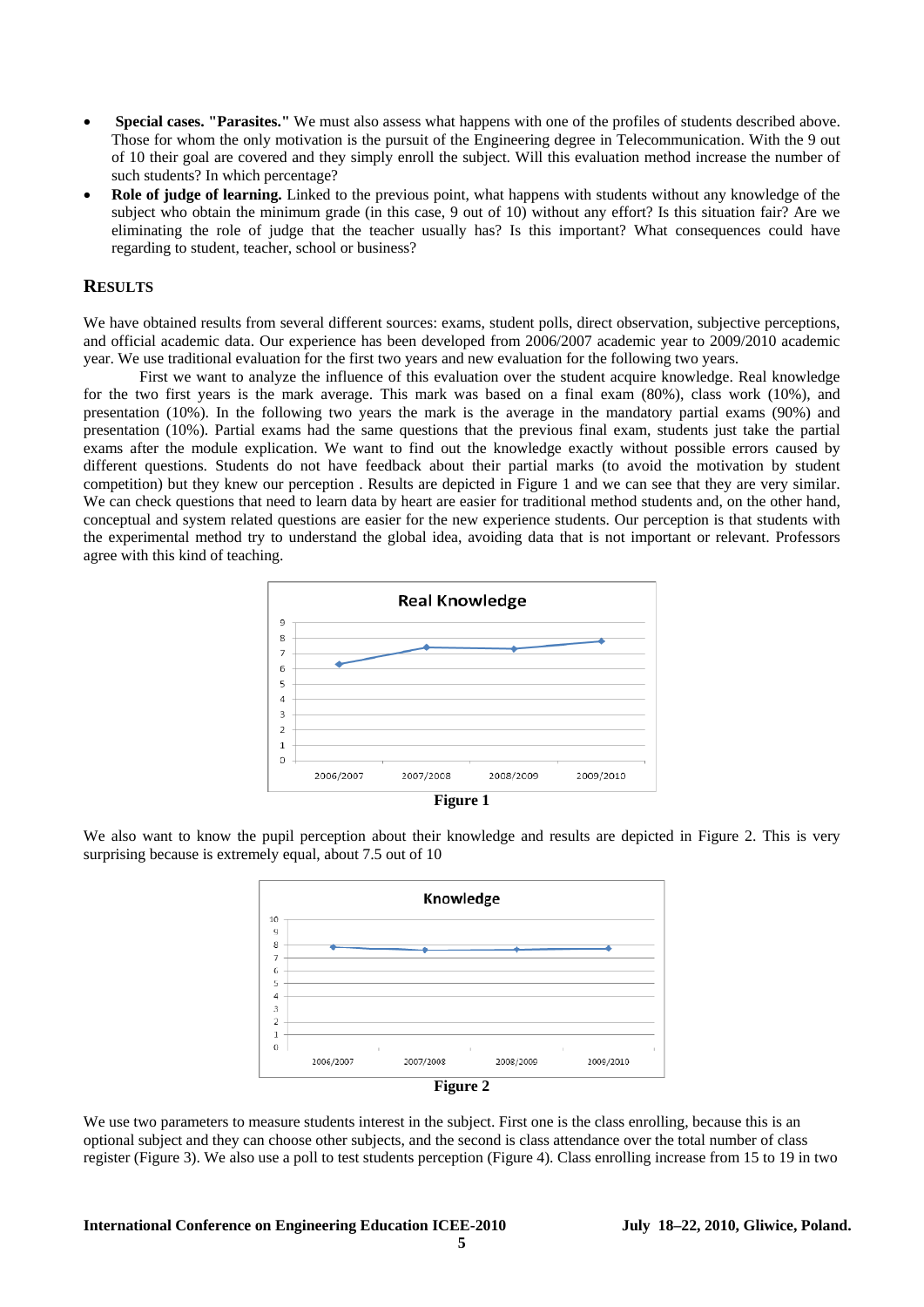- **Special cases. "Parasites."** We must also assess what happens with one of the profiles of students described above. Those for whom the only motivation is the pursuit of the Engineering degree in Telecommunication. With the 9 out of 10 their goal are covered and they simply enroll the subject. Will this evaluation method increase the number of such students? In which percentage?
- **Role of judge of learning.** Linked to the previous point, what happens with students without any knowledge of the subject who obtain the minimum grade (in this case, 9 out of 10) without any effort? Is this situation fair? Are we eliminating the role of judge that the teacher usually has? Is this important? What consequences could have regarding to student, teacher, school or business?

## RESULTS

We have obtained results from several different sources: exams, student polls, direct observation, subjective perceptions, and official academic data. Our experience has been developed from 2006/2007 academic year to 2009/2010 academic year. We use traditional evaluation for the first two years and new evaluation for the following two years.

First we want to analyze the influence of this evaluation over the student acquire knowledge. Real knowledge for the two first years is the mark average. This mark was based on a final exam (80%), class work (10%), and presentation (10%). In the following two years the mark is the average in the mandatory partial exams (90%) and presentation (10%). Partial exams had the same questions that the previous final exam, students just take the partial exams after the module explication. We want to find out the knowledge exactly without possible errors caused by different questions. Students do not have feedback about their partial marks (to avoid the motivation by student competition) but they knew our perception . Results are depicted in Figure 1 and we can see that they are very similar. We can check questions that need to learn data by heart are easier for traditional method students and, on the other hand, conceptual and system related questions are easier for the new experience students. Our perception is that students with the experimental method try to understand the global idea, avoiding data that is not important or relevant. Professors agree with this kind of teaching.

**Figure 1**

We also want to know the pupil perception about their knowledge and results are depicted in Figure 2. This is very surprising because is extremely equal, about 7.5 out of 10

**Figure 2**

We use two parameters to measure students interest in the subject. First one is the class enrolling, because this is an optional subject and they can choose other subjects, and the second is class attendance over the total number of class register (Figure 3). We also use a poll to test students perception (Figure 4). Class enrolling increase from 15 to 19 in two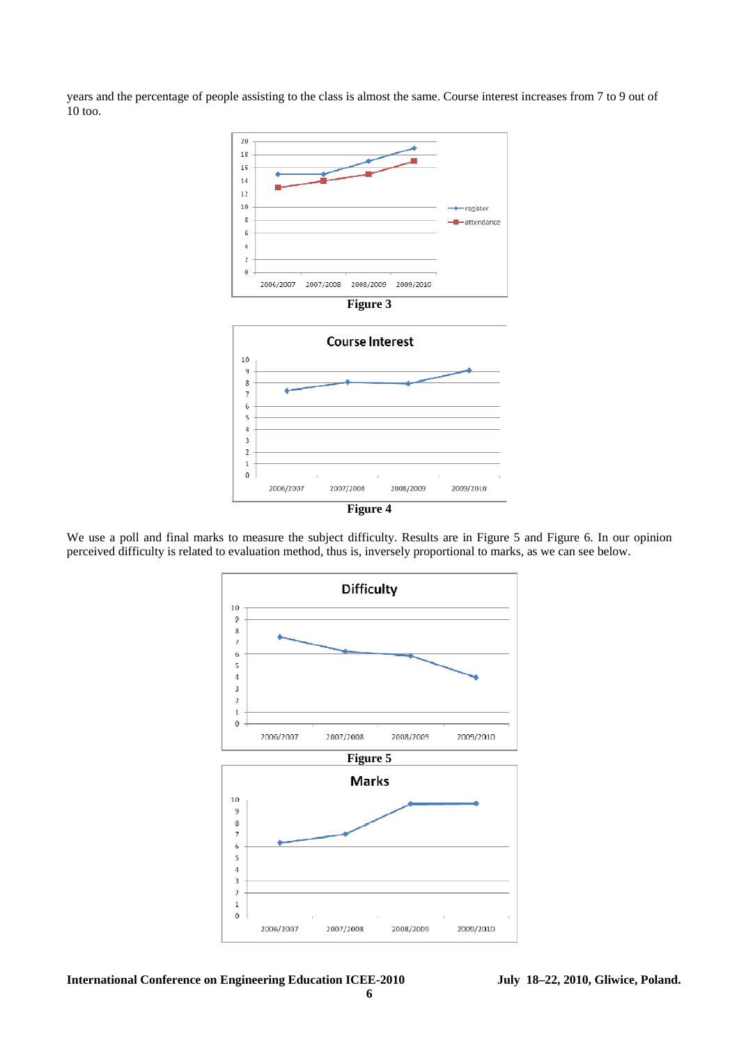years and the percentage of people assisting to the class is almost the same. Course interest increases from 7 to 9 out of 10 too.

**Figure 3**

**Figure 4**

We use a poll and final marks to measure the subject difficulty. Results are in Figure 5 and Figure 6. In our opinion perceived difficulty is related to evaluation method, thus is, inversely proportional to marks, as we can see below.

**Figure 5**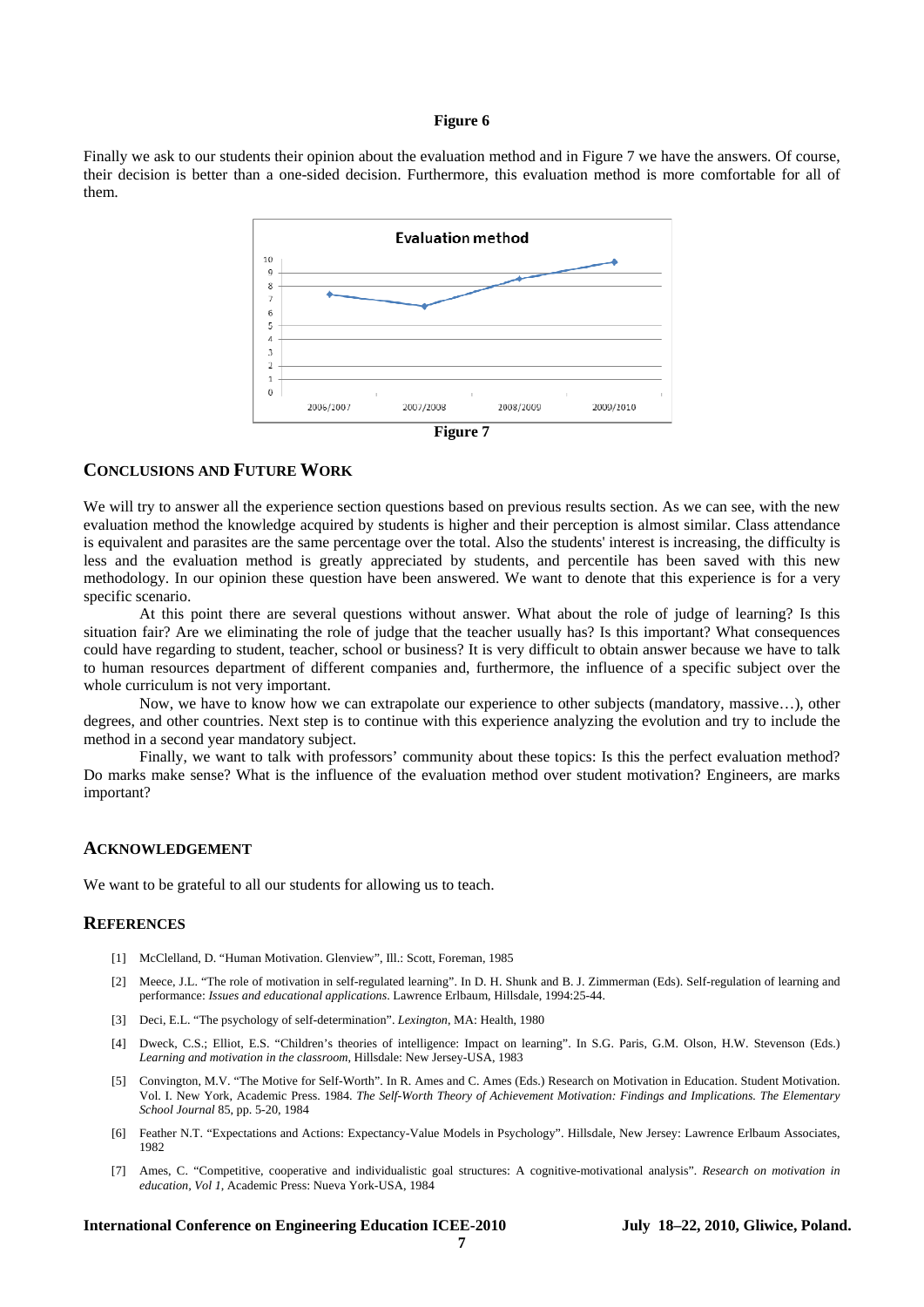**Figure 6**

Finally we ask to our students their opinion about the evaluation method and in Figure 7 we have the answers. Of course, their decision is better than a one-sided decision. Furthermore, this evaluation method is more comfortable for all of them.

**Figure 7**

## CONCLUSIONS AND FUTURE WORK

We will try to answer all the experience section questions based on previous results section. As we can see, with the new evaluation method the knowledge acquired by students is higher and their perception is almost similar. Class attendance is equivalent and parasites are the same percentage over the total. Also the students' interest is increasing, the difficulty is less and the evaluation method is greatly appreciated by students, and percentile has been saved with this new methodology. In our opinion these question have been answered. We want to denote that this experience is for a very specific scenario.

At this point there are several questions without answer. What about the role of judge of learning? Is this situation fair? Are we eliminating the role of judge that the teacher usually has? Is this important? What consequences could have regarding to student, teacher, school or business? It is very difficult to obtain answer because we have to talk to human resources department of different companies and, furthermore, the influence of a specific subject over the whole curriculum is not very important.

Now, we have to know how we can extrapolate our experience to other subjects (mandatory, massive…), other degrees, and other countries. Next step is to continue with this experience analyzing the evolution and try to include the method in a second year mandatory subject.

Finally, we want to talk with professors' community about these topics: Is this the perfect evaluation method? Do marks make sense? What is the influence of the evaluation method over student motivation? Engineers, are marks important?

## ACKNOWLEDGEMENT

We want to be grateful to all our students for allowing us to teach.

## REFERENCES

[1] McClelland, D. "Human Motivation. Glenview", Ill.: Scott, Foreman, 1985

[2] Meece, J.L. "The role of motivation in self-regulated learning". In D. H. Shunk and B. J. Zimmerman (Eds). Self-regulation of learning and performance: *Issues and educational applications*. Lawrence Erlbaum, Hillsdale, 1994:25-44.

[3] Deci, E.L. "The psychology of self-determination". *Lexington*, MA: Health, 1980

[4] Dweck, C.S.; Elliot, E.S. "Children's theories of intelligence: Impact on learning". In S.G. Paris, G.M. Olson, H.W. Stevenson (Eds.) *Learning and motivation in the classroom*, Hillsdale: New Jersey-USA, 1983

[5] Convington, M.V. "The Motive for Self-Worth". In R. Ames and C. Ames (Eds.) Research on Motivation in Education. Student Motivation. Vol. I. New York, Academic Press. 1984. *The Self-Worth Theory of Achievement Motivation: Findings and Implications. The Elementary School Journal* 85, pp. 5-20, 1984

[6] Feather N.T. "Expectations and Actions: Expectancy-Value Models in Psychology". Hillsdale, New Jersey: Lawrence Erlbaum Associates, 1982

[7] Ames, C. "Competitive, cooperative and individualistic goal structures: A cognitive-motivational analysis". *Research on motivation in education, Vol 1*, Academic Press: Nueva York-USA, 1984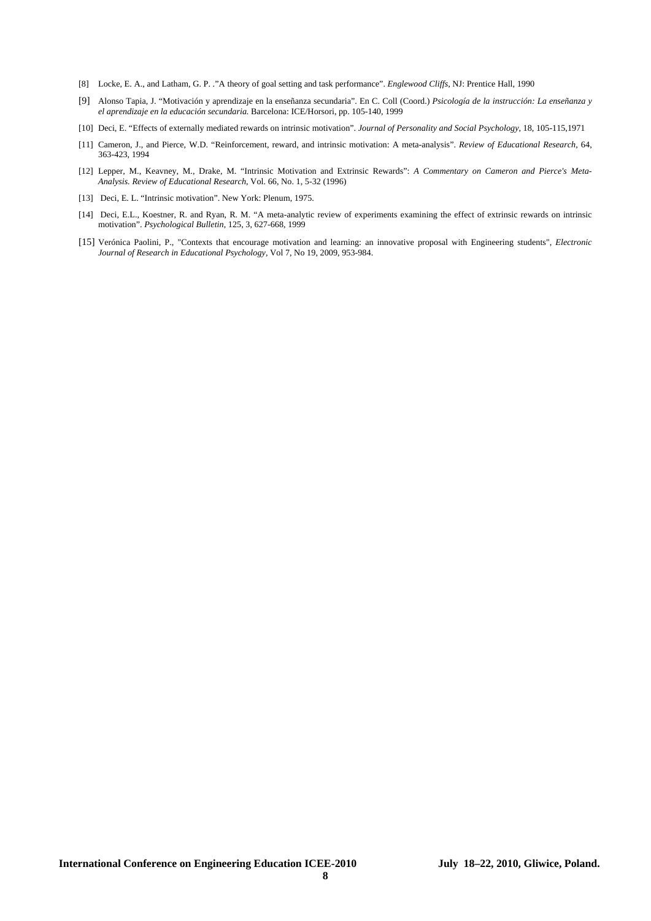[8] Locke, E. A., and Latham, G. P. ."A theory of goal setting and task performance". *Englewood Cliffs*, NJ: Prentice Hall, 1990

[9] Alonso Tapia, J. "Motivación y aprendizaje en la enseñanza secundaria". En C. Coll (Coord.) *Psicología de la instrucción: La enseñanza y el aprendizaje en la educación secundaria.* Barcelona: ICE/Horsori, pp. 105-140, 1999

[10] Deci, E. "Effects of externally mediated rewards on intrinsic motivation". *Journal of Personality and Social Psychology*, 18, 105-115,1971

[11] Cameron, J., and Pierce, W.D. "Reinforcement, reward, and intrinsic motivation: A meta-analysis". *Review of Educational Research*, 64, 363-423, 1994

[12] Lepper, M., Keavney, M., Drake, M. "Intrinsic Motivation and Extrinsic Rewards": *A Commentary on Cameron and Pierce's Meta-Analysis. Review of Educational Research*, Vol. 66, No. 1, 5-32 (1996)

[13] Deci, E. L. "Intrinsic motivation". New York: Plenum, 1975.

[14] Deci, E.L., Koestner, R. and Ryan, R. M. "A meta-analytic review of experiments examining the effect of extrinsic rewards on intrinsic motivation". *Psychological Bulletin*, 125, 3, 627-668, 1999

[15] Verónica Paolini, P., "Contexts that encourage motivation and learning: an innovative proposal with Engineering students", *Electronic Journal of Research in Educational Psychology*, Vol 7, No 19, 2009, 953-984.